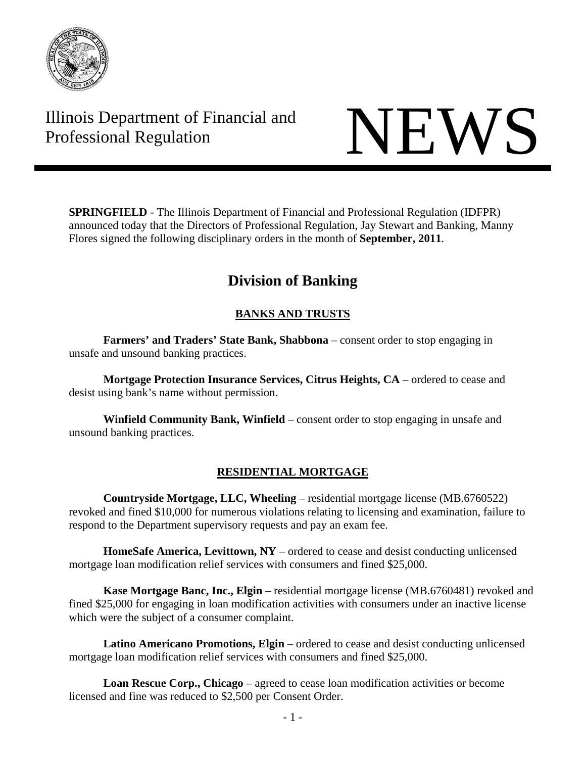Illinois Department of Financial and Professional Regulation

# NEWS

**SPRINGFIELD** - The Illinois Department of Financial and Professional Regulation (IDFPR) announced today that the Directors of Professional Regulation, Jay Stewart and Banking, Manny Flores signed the following disciplinary orders in the month of **September, 2011**.

## Division of Banking

### BANKS AND TRUSTS

**Farmers' and Traders' State Bank, Shabbona** – consent order to stop engaging in unsafe and unsound banking practices.

**Mortgage Protection Insurance Services, Citrus Heights, CA** – ordered to cease and desist using bank's name without permission.

**Winfield Community Bank, Winfield** – consent order to stop engaging in unsafe and unsound banking practices.

### RESIDENTIAL MORTGAGE

**Countryside Mortgage, LLC, Wheeling** – residential mortgage license (MB.6760522) revoked and fined $10,000 for numerous violations relating to licensing and examination, failure to respond to the Department supervisory requests and pay an exam fee.

**HomeSafe America, Levittown, NY** – ordered to cease and desist conducting unlicensed mortgage loan modification relief services with consumers and fined $25,000.

**Kase Mortgage Banc, Inc., Elgin** – residential mortgage license (MB.6760481) revoked and fined $25,000 for engaging in loan modification activities with consumers under an inactive license which were the subject of a consumer complaint.

**Latino Americano Promotions, Elgin** – ordered to cease and desist conducting unlicensed mortgage loan modification relief services with consumers and fined $25,000.

**Loan Rescue Corp., Chicago** – agreed to cease loan modification activities or become licensed and fine was reduced to $2,500 per Consent Order.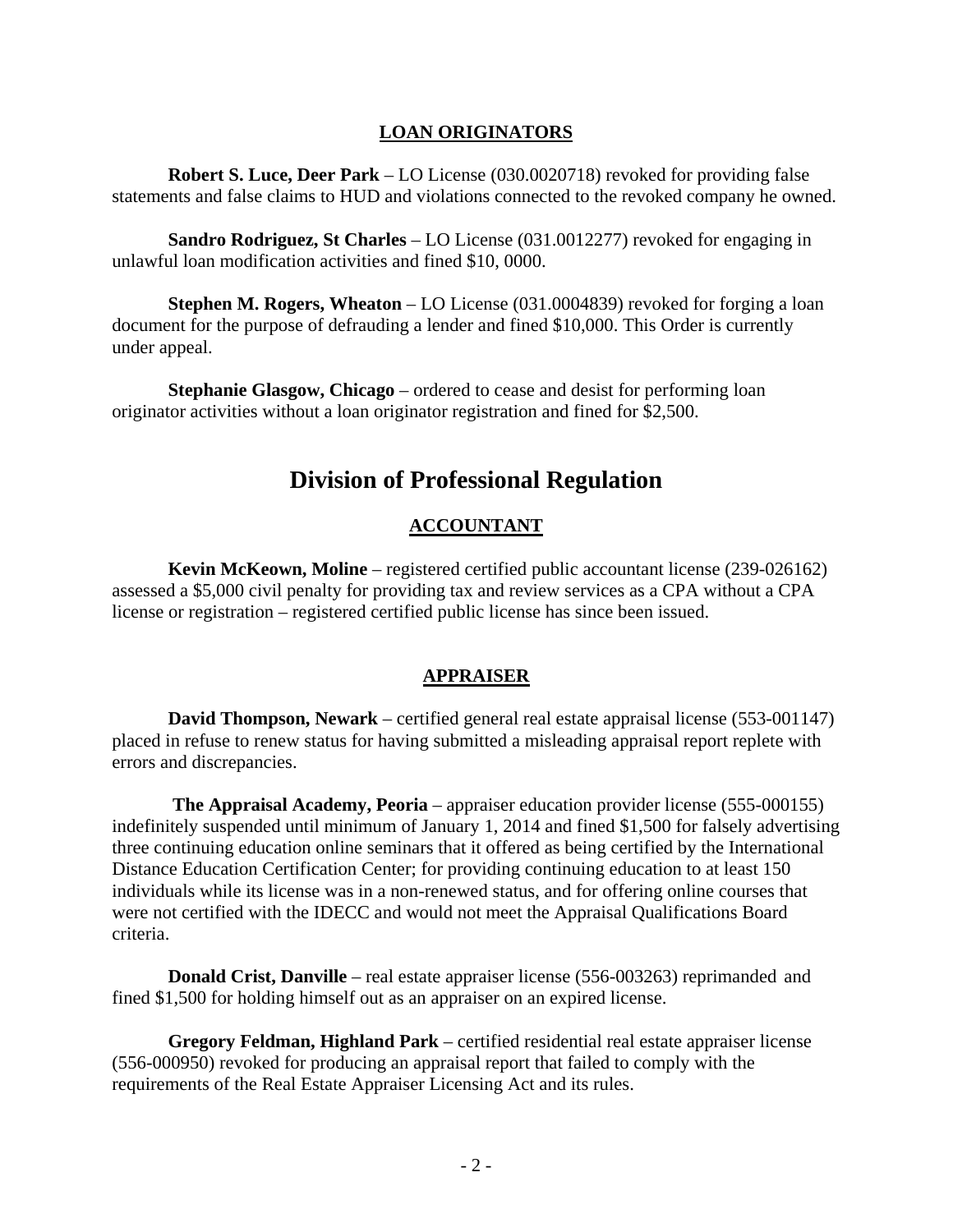## LOAN ORIGINATORS

**Robert S. Luce, Deer Park** – LO License (030.0020718) revoked for providing false statements and false claims to HUD and violations connected to the revoked company he owned.

**Sandro Rodriguez, St Charles** – LO License (031.0012277) revoked for engaging in unlawful loan modification activities and fined $10, 0000.

**Stephen M. Rogers, Wheaton** – LO License (031.0004839) revoked for forging a loan document for the purpose of defrauding a lender and fined $10,000. This Order is currently under appeal.

**Stephanie Glasgow, Chicago** – ordered to cease and desist for performing loan originator activities without a loan originator registration and fined for $2,500.

# Division of Professional Regulation

## ACCOUNTANT

**Kevin McKeown, Moline** – registered certified public accountant license (239-026162) assessed a $5,000 civil penalty for providing tax and review services as a CPA without a CPA license or registration – registered certified public license has since been issued.

## APPRAISER

**David Thompson, Newark** – certified general real estate appraisal license (553-001147) placed in refuse to renew status for having submitted a misleading appraisal report replete with errors and discrepancies.

**The Appraisal Academy, Peoria** – appraiser education provider license (555-000155) indefinitely suspended until minimum of January 1, 2014 and fined $1,500 for falsely advertising three continuing education online seminars that it offered as being certified by the International Distance Education Certification Center; for providing continuing education to at least 150 individuals while its license was in a non-renewed status, and for offering online courses that were not certified with the IDECC and would not meet the Appraisal Qualifications Board criteria.

**Donald Crist, Danville** – real estate appraiser license (556-003263) reprimanded and fined $1,500 for holding himself out as an appraiser on an expired license.

**Gregory Feldman, Highland Park** – certified residential real estate appraiser license (556-000950) revoked for producing an appraisal report that failed to comply with the requirements of the Real Estate Appraiser Licensing Act and its rules.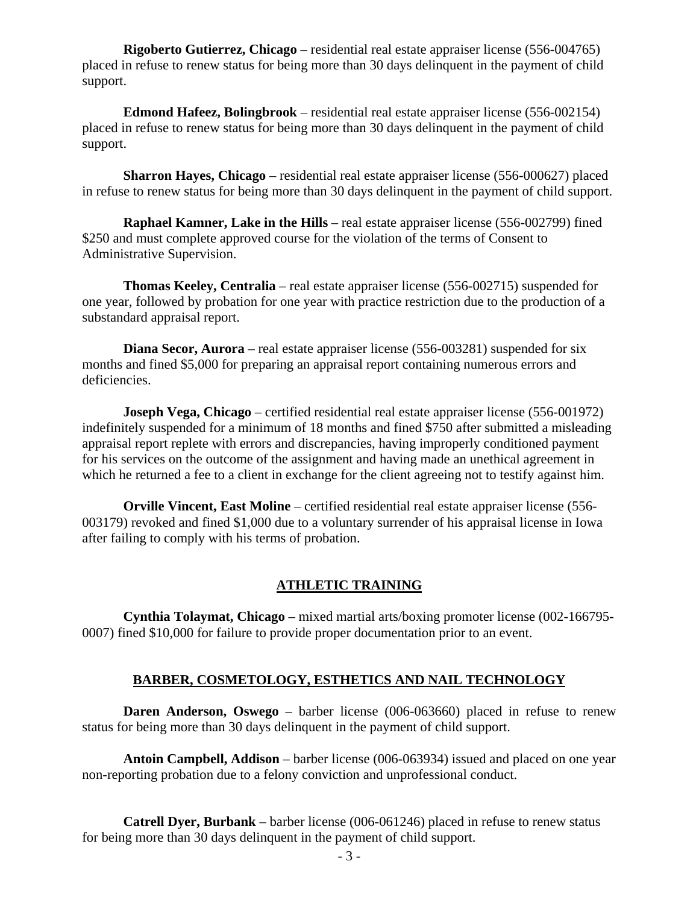**Rigoberto Gutierrez, Chicago** – residential real estate appraiser license (556-004765) placed in refuse to renew status for being more than 30 days delinquent in the payment of child support.

**Edmond Hafeez, Bolingbrook** – residential real estate appraiser license (556-002154) placed in refuse to renew status for being more than 30 days delinquent in the payment of child support.

**Sharron Hayes, Chicago** – residential real estate appraiser license (556-000627) placed in refuse to renew status for being more than 30 days delinquent in the payment of child support.

**Raphael Kamner, Lake in the Hills** – real estate appraiser license (556-002799) fined $250 and must complete approved course for the violation of the terms of Consent to Administrative Supervision.

**Thomas Keeley, Centralia** – real estate appraiser license (556-002715) suspended for one year, followed by probation for one year with practice restriction due to the production of a substandard appraisal report.

**Diana Secor, Aurora** – real estate appraiser license (556-003281) suspended for six months and fined $5,000 for preparing an appraisal report containing numerous errors and deficiencies.

**Joseph Vega, Chicago** – certified residential real estate appraiser license (556-001972) indefinitely suspended for a minimum of 18 months and fined $750 after submitted a misleading appraisal report replete with errors and discrepancies, having improperly conditioned payment for his services on the outcome of the assignment and having made an unethical agreement in which he returned a fee to a client in exchange for the client agreeing not to testify against him.

**Orville Vincent, East Moline** – certified residential real estate appraiser license (556-003179) revoked and fined $1,000 due to a voluntary surrender of his appraisal license in Iowa after failing to comply with his terms of probation.

## ATHLETIC TRAINING

**Cynthia Tolaymat, Chicago** – mixed martial arts/boxing promoter license (002-166795-0007) fined $10,000 for failure to provide proper documentation prior to an event.

## BARBER, COSMETOLOGY, ESTHETICS AND NAIL TECHNOLOGY

**Daren Anderson, Oswego** – barber license (006-063660) placed in refuse to renew status for being more than 30 days delinquent in the payment of child support.

**Antoin Campbell, Addison** – barber license (006-063934) issued and placed on one year non-reporting probation due to a felony conviction and unprofessional conduct.

**Catrell Dyer, Burbank** – barber license (006-061246) placed in refuse to renew status for being more than 30 days delinquent in the payment of child support.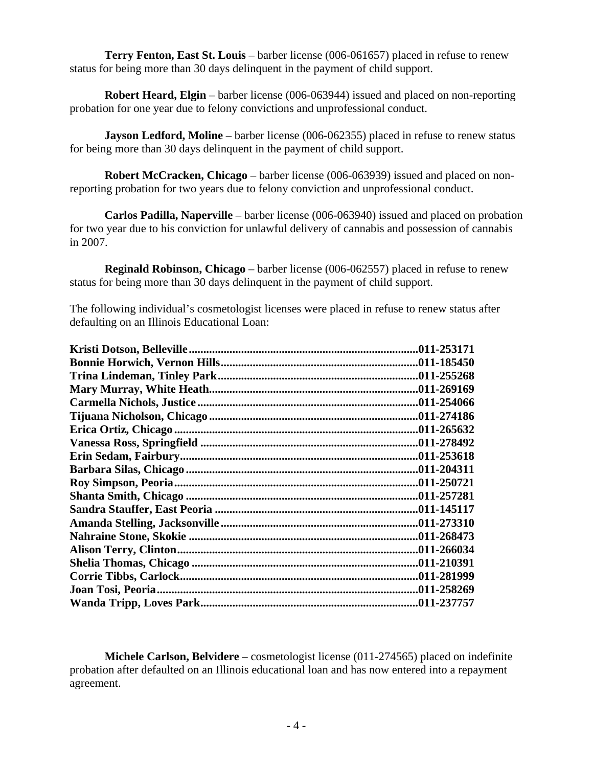**Terry Fenton, East St. Louis** – barber license (006-061657) placed in refuse to renew status for being more than 30 days delinquent in the payment of child support.

**Robert Heard, Elgin** – barber license (006-063944) issued and placed on non-reporting probation for one year due to felony convictions and unprofessional conduct.

**Jayson Ledford, Moline** – barber license (006-062355) placed in refuse to renew status for being more than 30 days delinquent in the payment of child support.

**Robert McCracken, Chicago** – barber license (006-063939) issued and placed on non-reporting probation for two years due to felony conviction and unprofessional conduct.

**Carlos Padilla, Naperville** – barber license (006-063940) issued and placed on probation for two year due to his conviction for unlawful delivery of cannabis and possession of cannabis in 2007.

**Reginald Robinson, Chicago** – barber license (006-062557) placed in refuse to renew status for being more than 30 days delinquent in the payment of child support.

The following individual's cosmetologist licenses were placed in refuse to renew status after defaulting on an Illinois Educational Loan:

**Kristi Dotson, Belleville..........011-253171**
**Bonnie Horwich, Vernon Hills..........011-185450**
**Trina Lindeman, Tinley Park..........011-255268**
**Mary Murray, White Heath..........011-269169**
**Carmella Nichols, Justice..........011-254066**
**Tijuana Nicholson, Chicago..........011-274186**
**Erica Ortiz, Chicago..........011-265632**
**Vanessa Ross, Springfield..........011-278492**
**Erin Sedam, Fairbury..........011-253618**
**Barbara Silas, Chicago..........011-204311**
**Roy Simpson, Peoria..........011-250721**
**Shanta Smith, Chicago..........011-257281**
**Sandra Stauffer, East Peoria..........011-145117**
**Amanda Stelling, Jacksonville..........011-273310**
**Nahraine Stone, Skokie..........011-268473**
**Alison Terry, Clinton..........011-266034**
**Shelia Thomas, Chicago..........011-210391**
**Corrie Tibbs, Carlock..........011-281999**
**Joan Tosi, Peoria..........011-258269**
**Wanda Tripp, Loves Park..........011-237757**

**Michele Carlson, Belvidere** – cosmetologist license (011-274565) placed on indefinite probation after defaulted on an Illinois educational loan and has now entered into a repayment agreement.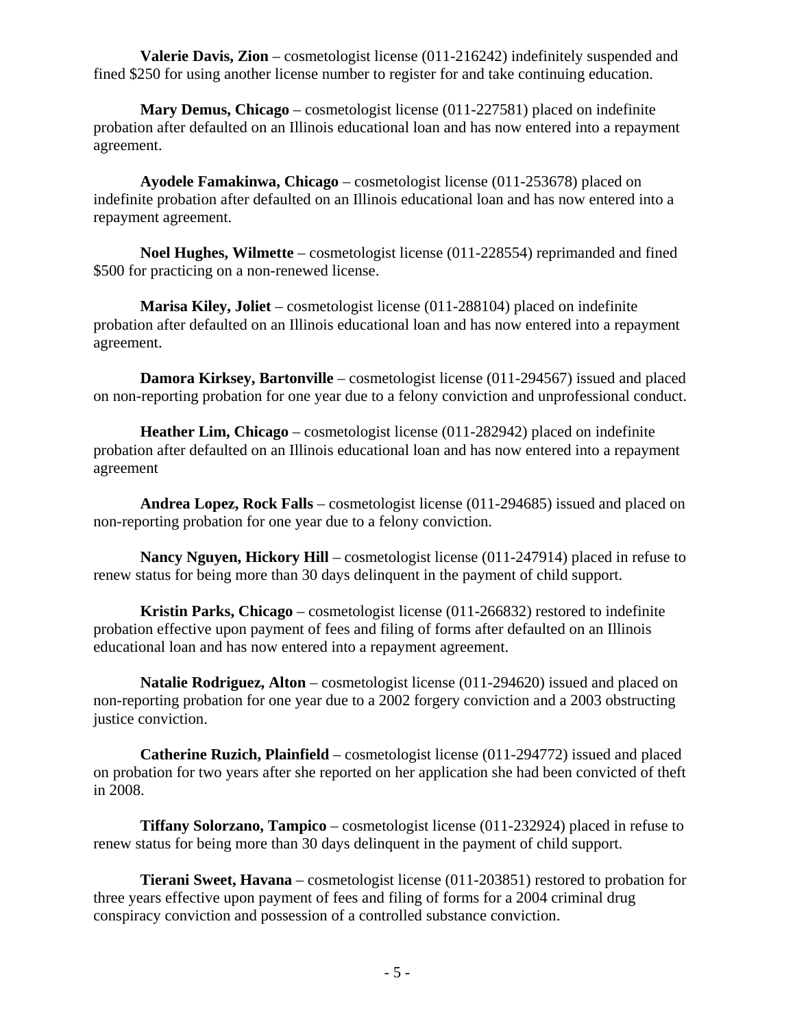**Valerie Davis, Zion** – cosmetologist license (011-216242) indefinitely suspended and fined $250 for using another license number to register for and take continuing education.

**Mary Demus, Chicago** – cosmetologist license (011-227581) placed on indefinite probation after defaulted on an Illinois educational loan and has now entered into a repayment agreement.

**Ayodele Famakinwa, Chicago** – cosmetologist license (011-253678) placed on indefinite probation after defaulted on an Illinois educational loan and has now entered into a repayment agreement.

**Noel Hughes, Wilmette** – cosmetologist license (011-228554) reprimanded and fined $500 for practicing on a non-renewed license.

**Marisa Kiley, Joliet** – cosmetologist license (011-288104) placed on indefinite probation after defaulted on an Illinois educational loan and has now entered into a repayment agreement.

**Damora Kirksey, Bartonville** – cosmetologist license (011-294567) issued and placed on non-reporting probation for one year due to a felony conviction and unprofessional conduct.

**Heather Lim, Chicago** – cosmetologist license (011-282942) placed on indefinite probation after defaulted on an Illinois educational loan and has now entered into a repayment agreement

**Andrea Lopez, Rock Falls** – cosmetologist license (011-294685) issued and placed on non-reporting probation for one year due to a felony conviction.

**Nancy Nguyen, Hickory Hill** – cosmetologist license (011-247914) placed in refuse to renew status for being more than 30 days delinquent in the payment of child support.

**Kristin Parks, Chicago** – cosmetologist license (011-266832) restored to indefinite probation effective upon payment of fees and filing of forms after defaulted on an Illinois educational loan and has now entered into a repayment agreement.

**Natalie Rodriguez, Alton** – cosmetologist license (011-294620) issued and placed on non-reporting probation for one year due to a 2002 forgery conviction and a 2003 obstructing justice conviction.

**Catherine Ruzich, Plainfield** – cosmetologist license (011-294772) issued and placed on probation for two years after she reported on her application she had been convicted of theft in 2008.

**Tiffany Solorzano, Tampico** – cosmetologist license (011-232924) placed in refuse to renew status for being more than 30 days delinquent in the payment of child support.

**Tierani Sweet, Havana** – cosmetologist license (011-203851) restored to probation for three years effective upon payment of fees and filing of forms for a 2004 criminal drug conspiracy conviction and possession of a controlled substance conviction.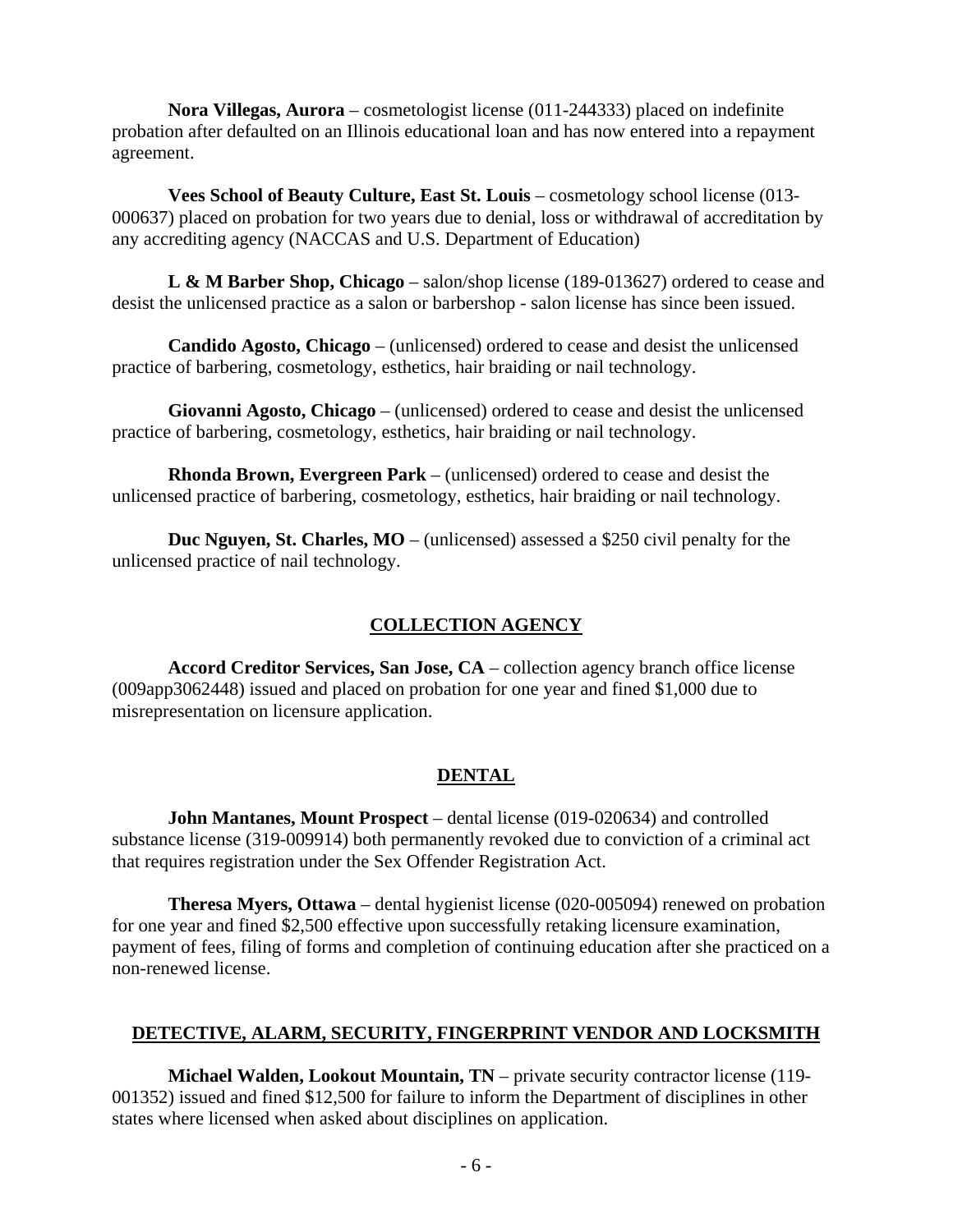**Nora Villegas, Aurora** – cosmetologist license (011-244333) placed on indefinite probation after defaulted on an Illinois educational loan and has now entered into a repayment agreement.

**Vees School of Beauty Culture, East St. Louis** – cosmetology school license (013-000637) placed on probation for two years due to denial, loss or withdrawal of accreditation by any accrediting agency (NACCAS and U.S. Department of Education)

**L & M Barber Shop, Chicago** – salon/shop license (189-013627) ordered to cease and desist the unlicensed practice as a salon or barbershop - salon license has since been issued.

**Candido Agosto, Chicago** – (unlicensed) ordered to cease and desist the unlicensed practice of barbering, cosmetology, esthetics, hair braiding or nail technology.

**Giovanni Agosto, Chicago** – (unlicensed) ordered to cease and desist the unlicensed practice of barbering, cosmetology, esthetics, hair braiding or nail technology.

**Rhonda Brown, Evergreen Park** – (unlicensed) ordered to cease and desist the unlicensed practice of barbering, cosmetology, esthetics, hair braiding or nail technology.

**Duc Nguyen, St. Charles, MO** – (unlicensed) assessed a $250 civil penalty for the unlicensed practice of nail technology.

## COLLECTION AGENCY

**Accord Creditor Services, San Jose, CA** – collection agency branch office license (009app3062448) issued and placed on probation for one year and fined $1,000 due to misrepresentation on licensure application.

## DENTAL

**John Mantanes, Mount Prospect** – dental license (019-020634) and controlled substance license (319-009914) both permanently revoked due to conviction of a criminal act that requires registration under the Sex Offender Registration Act.

**Theresa Myers, Ottawa** – dental hygienist license (020-005094) renewed on probation for one year and fined $2,500 effective upon successfully retaking licensure examination, payment of fees, filing of forms and completion of continuing education after she practiced on a non-renewed license.

## DETECTIVE, ALARM, SECURITY, FINGERPRINT VENDOR AND LOCKSMITH

**Michael Walden, Lookout Mountain, TN** – private security contractor license (119-001352) issued and fined $12,500 for failure to inform the Department of disciplines in other states where licensed when asked about disciplines on application.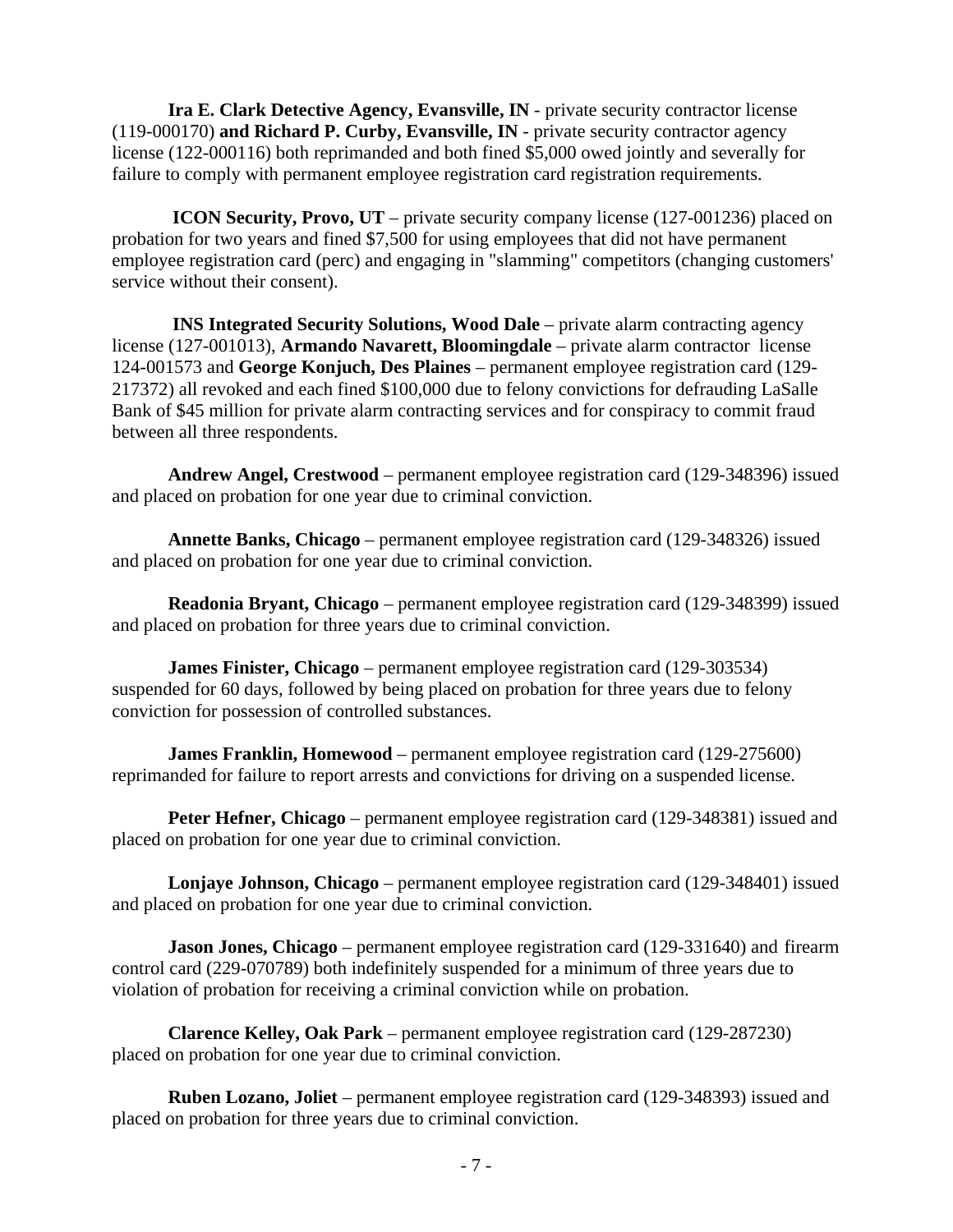**Ira E. Clark Detective Agency, Evansville, IN** - private security contractor license (119-000170) **and Richard P. Curby, Evansville, IN** - private security contractor agency license (122-000116) both reprimanded and both fined $5,000 owed jointly and severally for failure to comply with permanent employee registration card registration requirements.

**ICON Security, Provo, UT** – private security company license (127-001236) placed on probation for two years and fined $7,500 for using employees that did not have permanent employee registration card (perc) and engaging in "slamming" competitors (changing customers' service without their consent).

**INS Integrated Security Solutions, Wood Dale** – private alarm contracting agency license (127-001013), **Armando Navarett, Bloomingdale** – private alarm contractor license 124-001573 and **George Konjuch, Des Plaines** – permanent employee registration card (129-217372) all revoked and each fined $100,000 due to felony convictions for defrauding LaSalle Bank of $45 million for private alarm contracting services and for conspiracy to commit fraud between all three respondents.

**Andrew Angel, Crestwood** – permanent employee registration card (129-348396) issued and placed on probation for one year due to criminal conviction.

**Annette Banks, Chicago** – permanent employee registration card (129-348326) issued and placed on probation for one year due to criminal conviction.

**Readonia Bryant, Chicago** – permanent employee registration card (129-348399) issued and placed on probation for three years due to criminal conviction.

**James Finister, Chicago** – permanent employee registration card (129-303534) suspended for 60 days, followed by being placed on probation for three years due to felony conviction for possession of controlled substances.

**James Franklin, Homewood** – permanent employee registration card (129-275600) reprimanded for failure to report arrests and convictions for driving on a suspended license.

**Peter Hefner, Chicago** – permanent employee registration card (129-348381) issued and placed on probation for one year due to criminal conviction.

**Lonjaye Johnson, Chicago** – permanent employee registration card (129-348401) issued and placed on probation for one year due to criminal conviction.

**Jason Jones, Chicago** – permanent employee registration card (129-331640) and firearm control card (229-070789) both indefinitely suspended for a minimum of three years due to violation of probation for receiving a criminal conviction while on probation.

**Clarence Kelley, Oak Park** – permanent employee registration card (129-287230) placed on probation for one year due to criminal conviction.

**Ruben Lozano, Joliet** – permanent employee registration card (129-348393) issued and placed on probation for three years due to criminal conviction.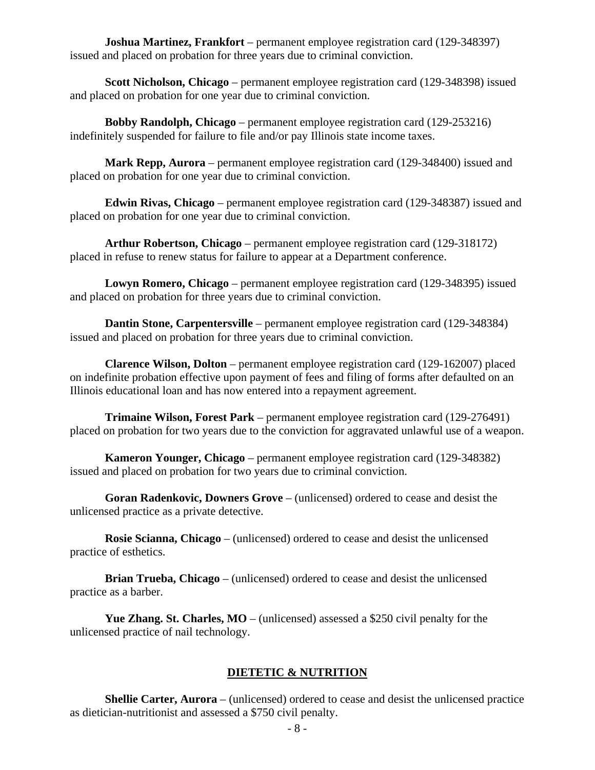**Joshua Martinez, Frankfort** – permanent employee registration card (129-348397) issued and placed on probation for three years due to criminal conviction.

**Scott Nicholson, Chicago** – permanent employee registration card (129-348398) issued and placed on probation for one year due to criminal conviction.

**Bobby Randolph, Chicago** – permanent employee registration card (129-253216) indefinitely suspended for failure to file and/or pay Illinois state income taxes.

**Mark Repp, Aurora** – permanent employee registration card (129-348400) issued and placed on probation for one year due to criminal conviction.

**Edwin Rivas, Chicago** – permanent employee registration card (129-348387) issued and placed on probation for one year due to criminal conviction.

**Arthur Robertson, Chicago** – permanent employee registration card (129-318172) placed in refuse to renew status for failure to appear at a Department conference.

**Lowyn Romero, Chicago** – permanent employee registration card (129-348395) issued and placed on probation for three years due to criminal conviction.

**Dantin Stone, Carpentersville** – permanent employee registration card (129-348384) issued and placed on probation for three years due to criminal conviction.

**Clarence Wilson, Dolton** – permanent employee registration card (129-162007) placed on indefinite probation effective upon payment of fees and filing of forms after defaulted on an Illinois educational loan and has now entered into a repayment agreement.

**Trimaine Wilson, Forest Park** – permanent employee registration card (129-276491) placed on probation for two years due to the conviction for aggravated unlawful use of a weapon.

**Kameron Younger, Chicago** – permanent employee registration card (129-348382) issued and placed on probation for two years due to criminal conviction.

**Goran Radenkovic, Downers Grove** – (unlicensed) ordered to cease and desist the unlicensed practice as a private detective.

**Rosie Scianna, Chicago** – (unlicensed) ordered to cease and desist the unlicensed practice of esthetics.

**Brian Trueba, Chicago** – (unlicensed) ordered to cease and desist the unlicensed practice as a barber.

**Yue Zhang. St. Charles, MO** – (unlicensed) assessed a $250 civil penalty for the unlicensed practice of nail technology.

## DIETETIC & NUTRITION

**Shellie Carter, Aurora** – (unlicensed) ordered to cease and desist the unlicensed practice as dietician-nutritionist and assessed a $750 civil penalty.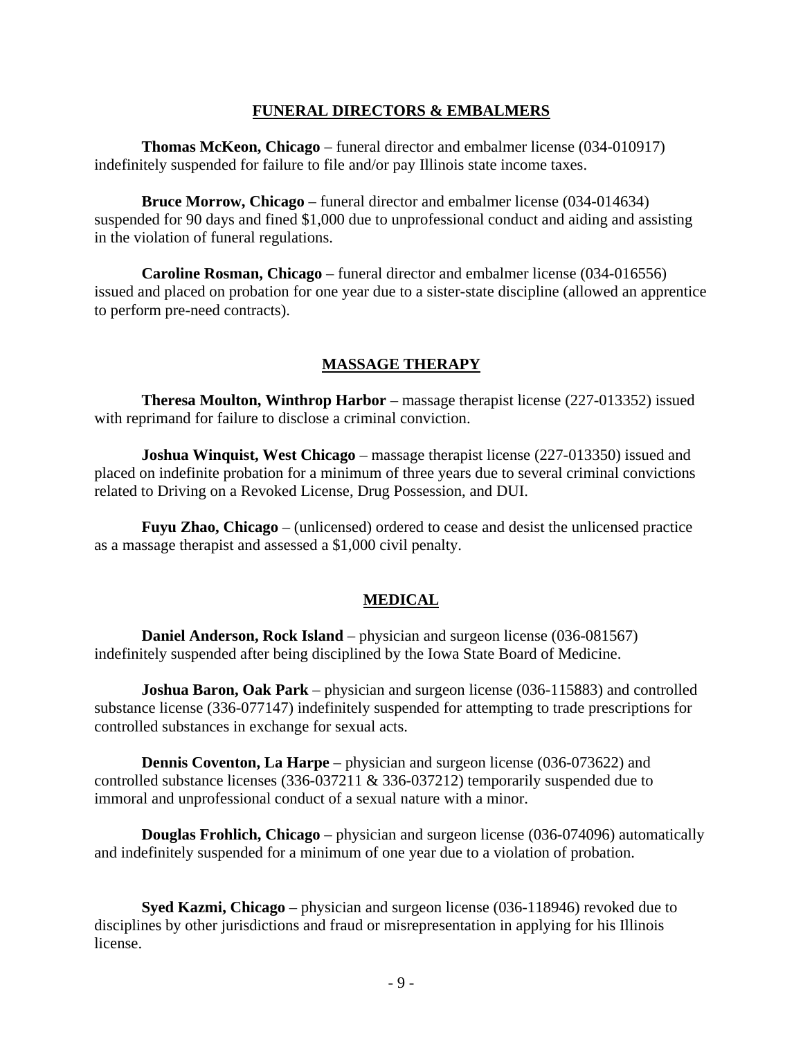## FUNERAL DIRECTORS & EMBALMERS

**Thomas McKeon, Chicago** – funeral director and embalmer license (034-010917) indefinitely suspended for failure to file and/or pay Illinois state income taxes.

**Bruce Morrow, Chicago** – funeral director and embalmer license (034-014634) suspended for 90 days and fined $1,000 due to unprofessional conduct and aiding and assisting in the violation of funeral regulations.

**Caroline Rosman, Chicago** – funeral director and embalmer license (034-016556) issued and placed on probation for one year due to a sister-state discipline (allowed an apprentice to perform pre-need contracts).

## MASSAGE THERAPY

**Theresa Moulton, Winthrop Harbor** – massage therapist license (227-013352) issued with reprimand for failure to disclose a criminal conviction.

**Joshua Winquist, West Chicago** – massage therapist license (227-013350) issued and placed on indefinite probation for a minimum of three years due to several criminal convictions related to Driving on a Revoked License, Drug Possession, and DUI.

**Fuyu Zhao, Chicago** – (unlicensed) ordered to cease and desist the unlicensed practice as a massage therapist and assessed a $1,000 civil penalty.

## MEDICAL

**Daniel Anderson, Rock Island** – physician and surgeon license (036-081567) indefinitely suspended after being disciplined by the Iowa State Board of Medicine.

**Joshua Baron, Oak Park** – physician and surgeon license (036-115883) and controlled substance license (336-077147) indefinitely suspended for attempting to trade prescriptions for controlled substances in exchange for sexual acts.

**Dennis Coventon, La Harpe** – physician and surgeon license (036-073622) and controlled substance licenses (336-037211 & 336-037212) temporarily suspended due to immoral and unprofessional conduct of a sexual nature with a minor.

**Douglas Frohlich, Chicago** – physician and surgeon license (036-074096) automatically and indefinitely suspended for a minimum of one year due to a violation of probation.

**Syed Kazmi, Chicago** – physician and surgeon license (036-118946) revoked due to disciplines by other jurisdictions and fraud or misrepresentation in applying for his Illinois license.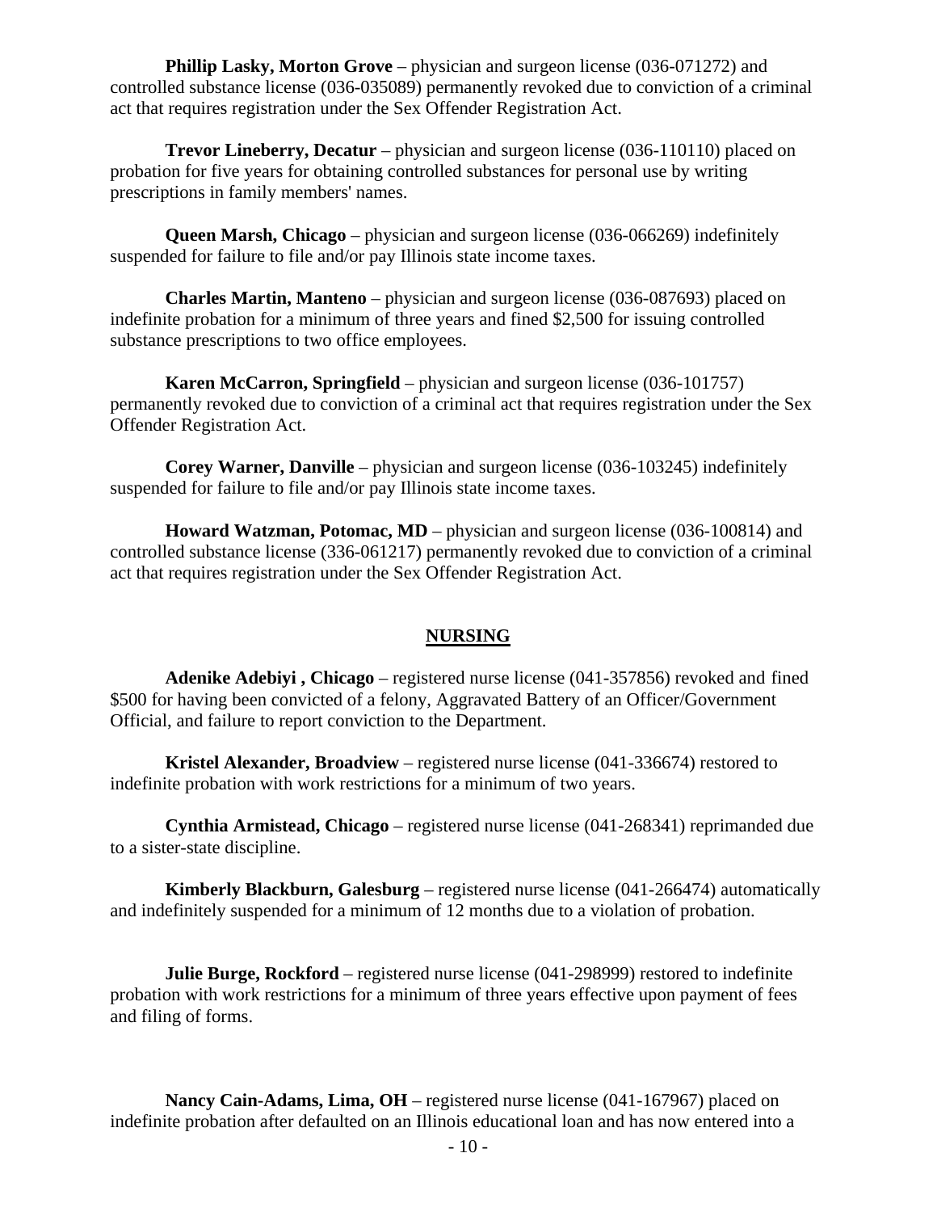**Phillip Lasky, Morton Grove** – physician and surgeon license (036-071272) and controlled substance license (036-035089) permanently revoked due to conviction of a criminal act that requires registration under the Sex Offender Registration Act.

**Trevor Lineberry, Decatur** – physician and surgeon license (036-110110) placed on probation for five years for obtaining controlled substances for personal use by writing prescriptions in family members' names.

**Queen Marsh, Chicago** – physician and surgeon license (036-066269) indefinitely suspended for failure to file and/or pay Illinois state income taxes.

**Charles Martin, Manteno** – physician and surgeon license (036-087693) placed on indefinite probation for a minimum of three years and fined $2,500 for issuing controlled substance prescriptions to two office employees.

**Karen McCarron, Springfield** – physician and surgeon license (036-101757) permanently revoked due to conviction of a criminal act that requires registration under the Sex Offender Registration Act.

**Corey Warner, Danville** – physician and surgeon license (036-103245) indefinitely suspended for failure to file and/or pay Illinois state income taxes.

**Howard Watzman, Potomac, MD** – physician and surgeon license (036-100814) and controlled substance license (336-061217) permanently revoked due to conviction of a criminal act that requires registration under the Sex Offender Registration Act.

## NURSING

**Adenike Adebiyi , Chicago** – registered nurse license (041-357856) revoked and fined $500 for having been convicted of a felony, Aggravated Battery of an Officer/Government Official, and failure to report conviction to the Department.

**Kristel Alexander, Broadview** – registered nurse license (041-336674) restored to indefinite probation with work restrictions for a minimum of two years.

**Cynthia Armistead, Chicago** – registered nurse license (041-268341) reprimanded due to a sister-state discipline.

**Kimberly Blackburn, Galesburg** – registered nurse license (041-266474) automatically and indefinitely suspended for a minimum of 12 months due to a violation of probation.

**Julie Burge, Rockford** – registered nurse license (041-298999) restored to indefinite probation with work restrictions for a minimum of three years effective upon payment of fees and filing of forms.

**Nancy Cain-Adams, Lima, OH** – registered nurse license (041-167967) placed on indefinite probation after defaulted on an Illinois educational loan and has now entered into a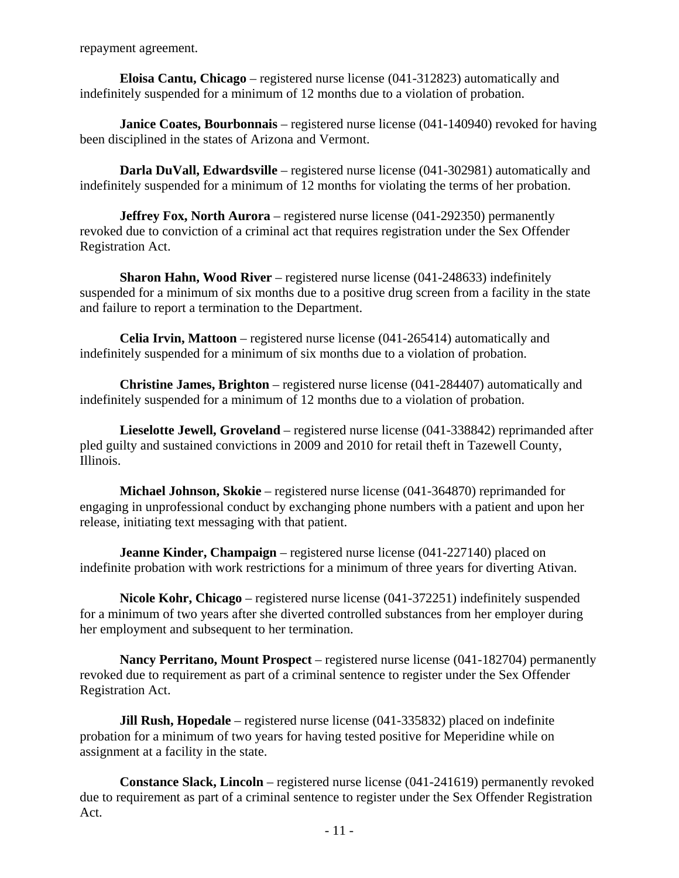repayment agreement.

**Eloisa Cantu, Chicago** – registered nurse license (041-312823) automatically and indefinitely suspended for a minimum of 12 months due to a violation of probation.

**Janice Coates, Bourbonnais** – registered nurse license (041-140940) revoked for having been disciplined in the states of Arizona and Vermont.

**Darla DuVall, Edwardsville** – registered nurse license (041-302981) automatically and indefinitely suspended for a minimum of 12 months for violating the terms of her probation.

**Jeffrey Fox, North Aurora** – registered nurse license (041-292350) permanently revoked due to conviction of a criminal act that requires registration under the Sex Offender Registration Act.

**Sharon Hahn, Wood River** – registered nurse license (041-248633) indefinitely suspended for a minimum of six months due to a positive drug screen from a facility in the state and failure to report a termination to the Department.

**Celia Irvin, Mattoon** – registered nurse license (041-265414) automatically and indefinitely suspended for a minimum of six months due to a violation of probation.

**Christine James, Brighton** – registered nurse license (041-284407) automatically and indefinitely suspended for a minimum of 12 months due to a violation of probation.

**Lieselotte Jewell, Groveland** – registered nurse license (041-338842) reprimanded after pled guilty and sustained convictions in 2009 and 2010 for retail theft in Tazewell County, Illinois.

**Michael Johnson, Skokie** – registered nurse license (041-364870) reprimanded for engaging in unprofessional conduct by exchanging phone numbers with a patient and upon her release, initiating text messaging with that patient.

**Jeanne Kinder, Champaign** – registered nurse license (041-227140) placed on indefinite probation with work restrictions for a minimum of three years for diverting Ativan.

**Nicole Kohr, Chicago** – registered nurse license (041-372251) indefinitely suspended for a minimum of two years after she diverted controlled substances from her employer during her employment and subsequent to her termination.

**Nancy Perritano, Mount Prospect** – registered nurse license (041-182704) permanently revoked due to requirement as part of a criminal sentence to register under the Sex Offender Registration Act.

**Jill Rush, Hopedale** – registered nurse license (041-335832) placed on indefinite probation for a minimum of two years for having tested positive for Meperidine while on assignment at a facility in the state.

**Constance Slack, Lincoln** – registered nurse license (041-241619) permanently revoked due to requirement as part of a criminal sentence to register under the Sex Offender Registration Act.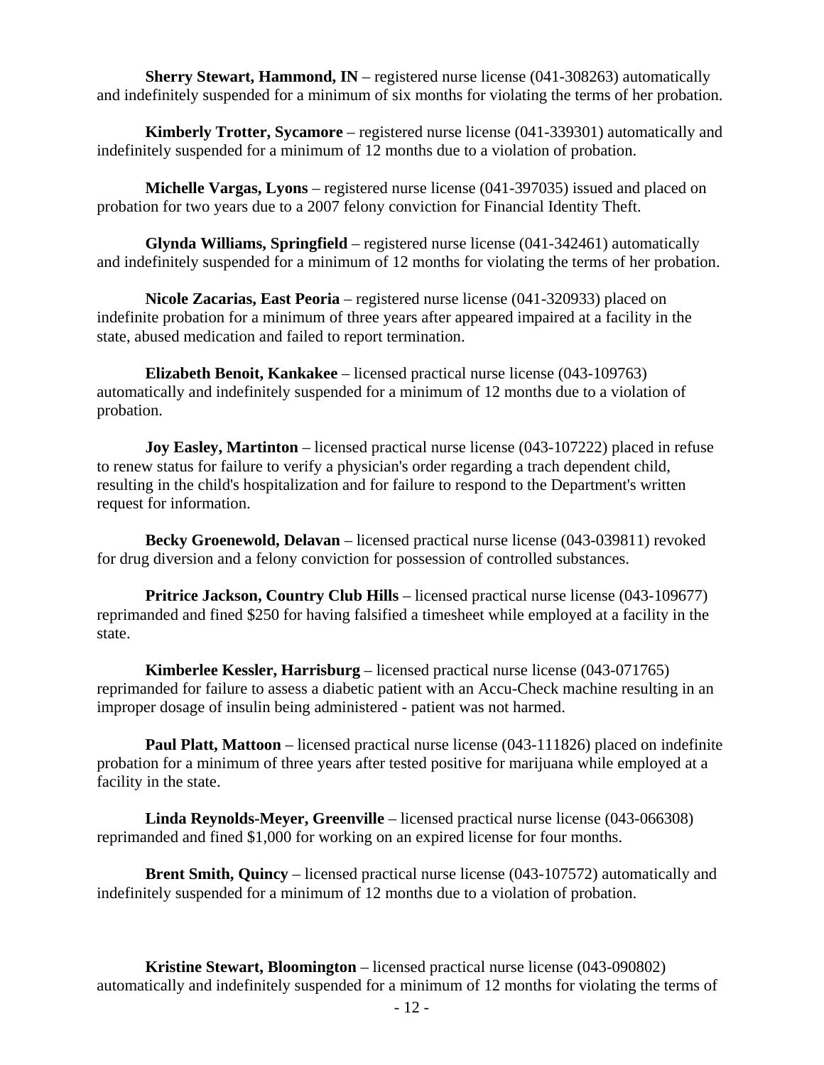**Sherry Stewart, Hammond, IN** – registered nurse license (041-308263) automatically and indefinitely suspended for a minimum of six months for violating the terms of her probation.

**Kimberly Trotter, Sycamore** – registered nurse license (041-339301) automatically and indefinitely suspended for a minimum of 12 months due to a violation of probation.

**Michelle Vargas, Lyons** – registered nurse license (041-397035) issued and placed on probation for two years due to a 2007 felony conviction for Financial Identity Theft.

**Glynda Williams, Springfield** – registered nurse license (041-342461) automatically and indefinitely suspended for a minimum of 12 months for violating the terms of her probation.

**Nicole Zacarias, East Peoria** – registered nurse license (041-320933) placed on indefinite probation for a minimum of three years after appeared impaired at a facility in the state, abused medication and failed to report termination.

**Elizabeth Benoit, Kankakee** – licensed practical nurse license (043-109763) automatically and indefinitely suspended for a minimum of 12 months due to a violation of probation.

**Joy Easley, Martinton** – licensed practical nurse license (043-107222) placed in refuse to renew status for failure to verify a physician's order regarding a trach dependent child, resulting in the child's hospitalization and for failure to respond to the Department's written request for information.

**Becky Groenewold, Delavan** – licensed practical nurse license (043-039811) revoked for drug diversion and a felony conviction for possession of controlled substances.

**Pritrice Jackson, Country Club Hills** – licensed practical nurse license (043-109677) reprimanded and fined $250 for having falsified a timesheet while employed at a facility in the state.

**Kimberlee Kessler, Harrisburg** – licensed practical nurse license (043-071765) reprimanded for failure to assess a diabetic patient with an Accu-Check machine resulting in an improper dosage of insulin being administered - patient was not harmed.

**Paul Platt, Mattoon** – licensed practical nurse license (043-111826) placed on indefinite probation for a minimum of three years after tested positive for marijuana while employed at a facility in the state.

**Linda Reynolds-Meyer, Greenville** – licensed practical nurse license (043-066308) reprimanded and fined $1,000 for working on an expired license for four months.

**Brent Smith, Quincy** – licensed practical nurse license (043-107572) automatically and indefinitely suspended for a minimum of 12 months due to a violation of probation.

**Kristine Stewart, Bloomington** – licensed practical nurse license (043-090802) automatically and indefinitely suspended for a minimum of 12 months for violating the terms of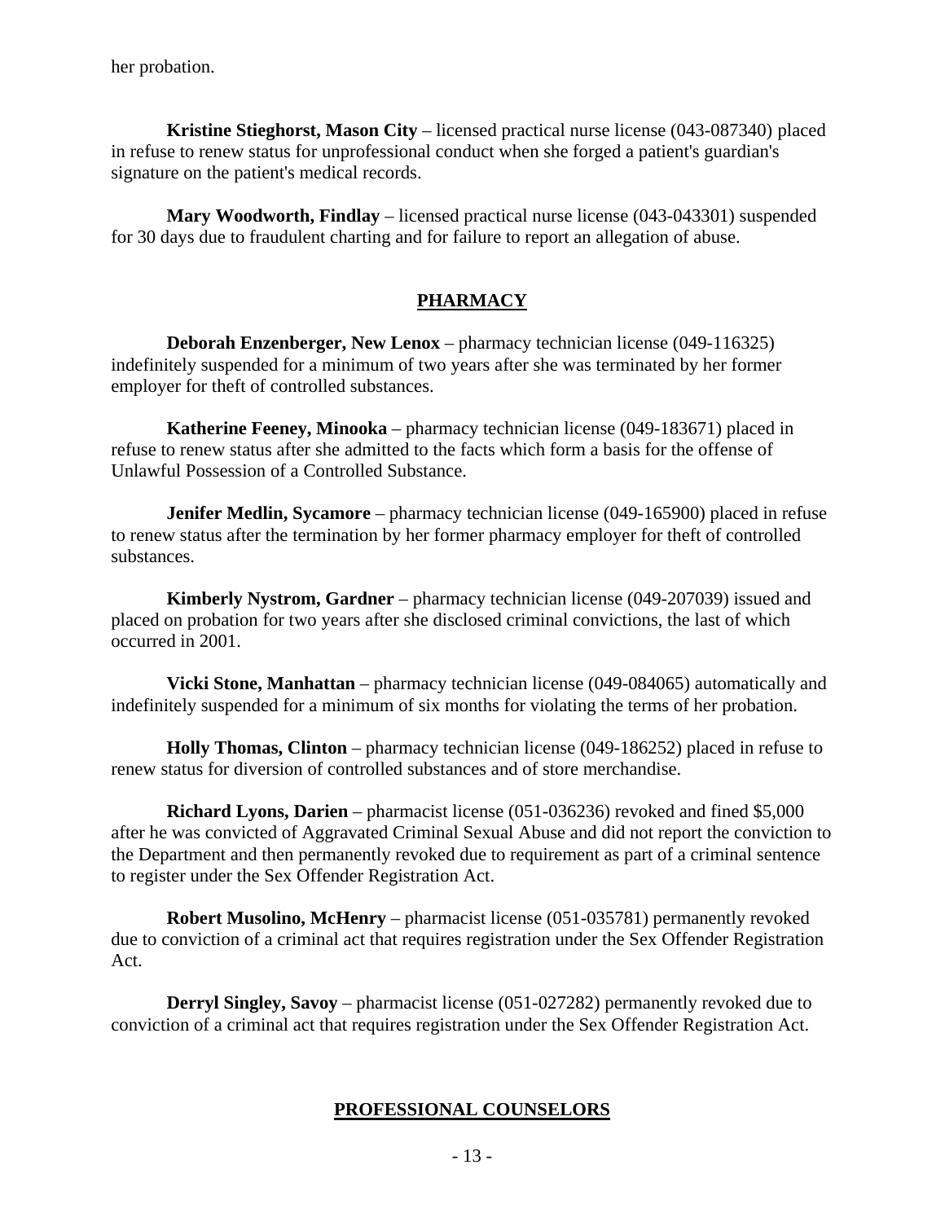her probation.

**Kristine Stieghorst, Mason City** – licensed practical nurse license (043-087340) placed in refuse to renew status for unprofessional conduct when she forged a patient's guardian's signature on the patient's medical records.

**Mary Woodworth, Findlay** – licensed practical nurse license (043-043301) suspended for 30 days due to fraudulent charting and for failure to report an allegation of abuse.

## PHARMACY

**Deborah Enzenberger, New Lenox** – pharmacy technician license (049-116325) indefinitely suspended for a minimum of two years after she was terminated by her former employer for theft of controlled substances.

**Katherine Feeney, Minooka** – pharmacy technician license (049-183671) placed in refuse to renew status after she admitted to the facts which form a basis for the offense of Unlawful Possession of a Controlled Substance.

**Jenifer Medlin, Sycamore** – pharmacy technician license (049-165900) placed in refuse to renew status after the termination by her former pharmacy employer for theft of controlled substances.

**Kimberly Nystrom, Gardner** – pharmacy technician license (049-207039) issued and placed on probation for two years after she disclosed criminal convictions, the last of which occurred in 2001.

**Vicki Stone, Manhattan** – pharmacy technician license (049-084065) automatically and indefinitely suspended for a minimum of six months for violating the terms of her probation.

**Holly Thomas, Clinton** – pharmacy technician license (049-186252) placed in refuse to renew status for diversion of controlled substances and of store merchandise.

**Richard Lyons, Darien** – pharmacist license (051-036236) revoked and fined $5,000 after he was convicted of Aggravated Criminal Sexual Abuse and did not report the conviction to the Department and then permanently revoked due to requirement as part of a criminal sentence to register under the Sex Offender Registration Act.

**Robert Musolino, McHenry** – pharmacist license (051-035781) permanently revoked due to conviction of a criminal act that requires registration under the Sex Offender Registration Act.

**Derryl Singley, Savoy** – pharmacist license (051-027282) permanently revoked due to conviction of a criminal act that requires registration under the Sex Offender Registration Act.

## PROFESSIONAL COUNSELORS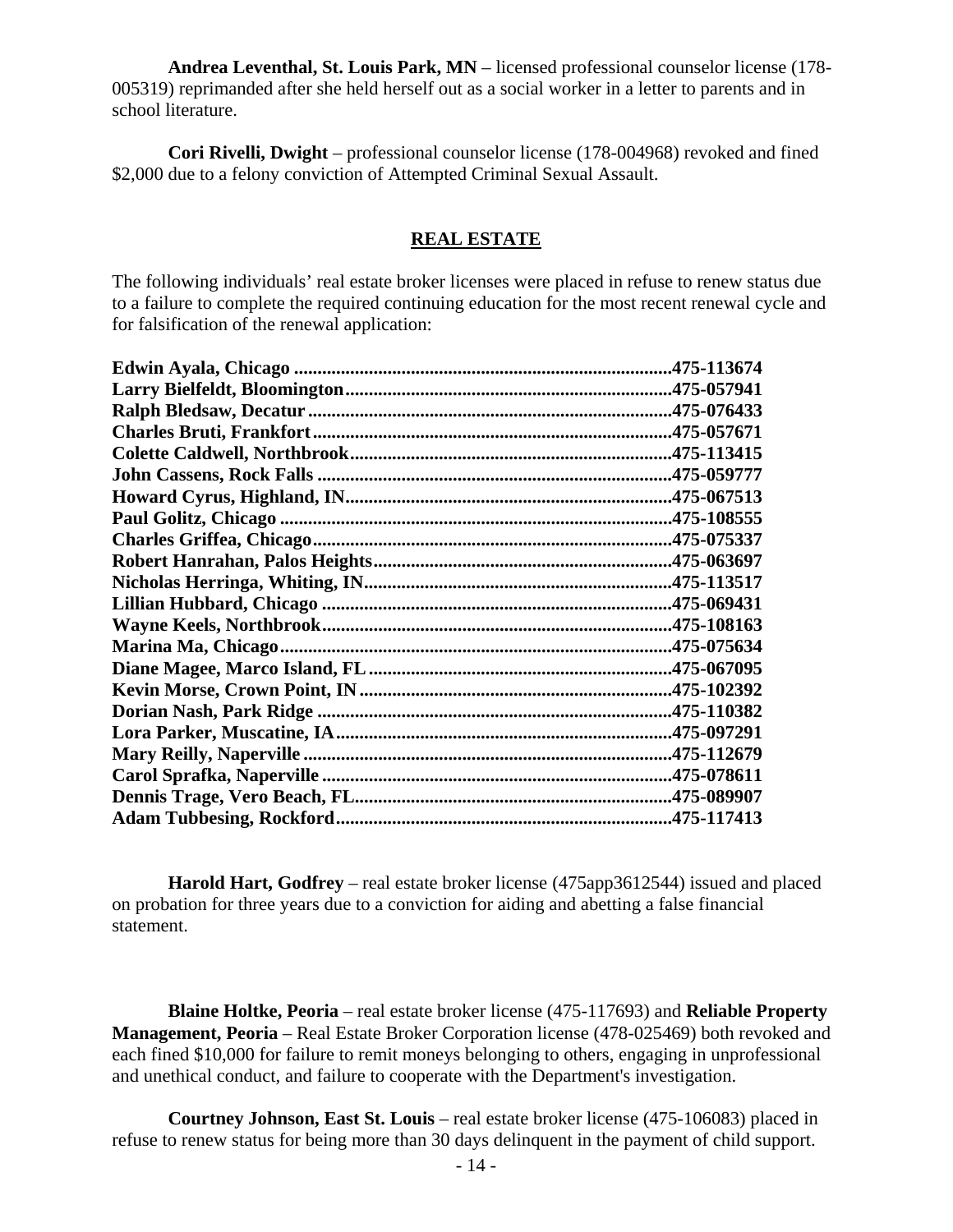**Andrea Leventhal, St. Louis Park, MN** – licensed professional counselor license (178-005319) reprimanded after she held herself out as a social worker in a letter to parents and in school literature.

**Cori Rivelli, Dwight** – professional counselor license (178-004968) revoked and fined $2,000 due to a felony conviction of Attempted Criminal Sexual Assault.

## REAL ESTATE

The following individuals' real estate broker licenses were placed in refuse to renew status due to a failure to complete the required continuing education for the most recent renewal cycle and for falsification of the renewal application:

**Edwin Ayala, Chicago ........................................................................475-113674**
**Larry Bielfeldt, Bloomington...............................................................475-057941**
**Ralph Bledsaw, Decatur ......................................................................475-076433**
**Charles Bruti, Frankfort.......................................................................475-057671**
**Colette Caldwell, Northbrook...............................................................475-113415**
**John Cassens, Rock Falls ....................................................................475-059777**
**Howard Cyrus, Highland, IN................................................................475-067513**
**Paul Golitz, Chicago ...........................................................................475-108555**
**Charles Griffea, Chicago......................................................................475-075337**
**Robert Hanrahan, Palos Heights...........................................................475-063697**
**Nicholas Herringa, Whiting, IN............................................................475-113517**
**Lillian Hubbard, Chicago ....................................................................475-069431**
**Wayne Keels, Northbrook....................................................................475-108163**
**Marina Ma, Chicago............................................................................475-075634**
**Diane Magee, Marco Island, FL ...........................................................475-067095**
**Kevin Morse, Crown Point, IN ............................................................475-102392**
**Dorian Nash, Park Ridge .....................................................................475-110382**
**Lora Parker, Muscatine, IA..................................................................475-097291**
**Mary Reilly, Naperville .......................................................................475-112679**
**Carol Sprafka, Naperville ....................................................................475-078611**
**Dennis Trage, Vero Beach, FL.............................................................475-089907**
**Adam Tubbesing, Rockford.................................................................475-117413**

**Harold Hart, Godfrey** – real estate broker license (475app3612544) issued and placed on probation for three years due to a conviction for aiding and abetting a false financial statement.

**Blaine Holtke, Peoria** – real estate broker license (475-117693) and **Reliable Property Management, Peoria** – Real Estate Broker Corporation license (478-025469) both revoked and each fined $10,000 for failure to remit moneys belonging to others, engaging in unprofessional and unethical conduct, and failure to cooperate with the Department's investigation.

**Courtney Johnson, East St. Louis** – real estate broker license (475-106083) placed in refuse to renew status for being more than 30 days delinquent in the payment of child support.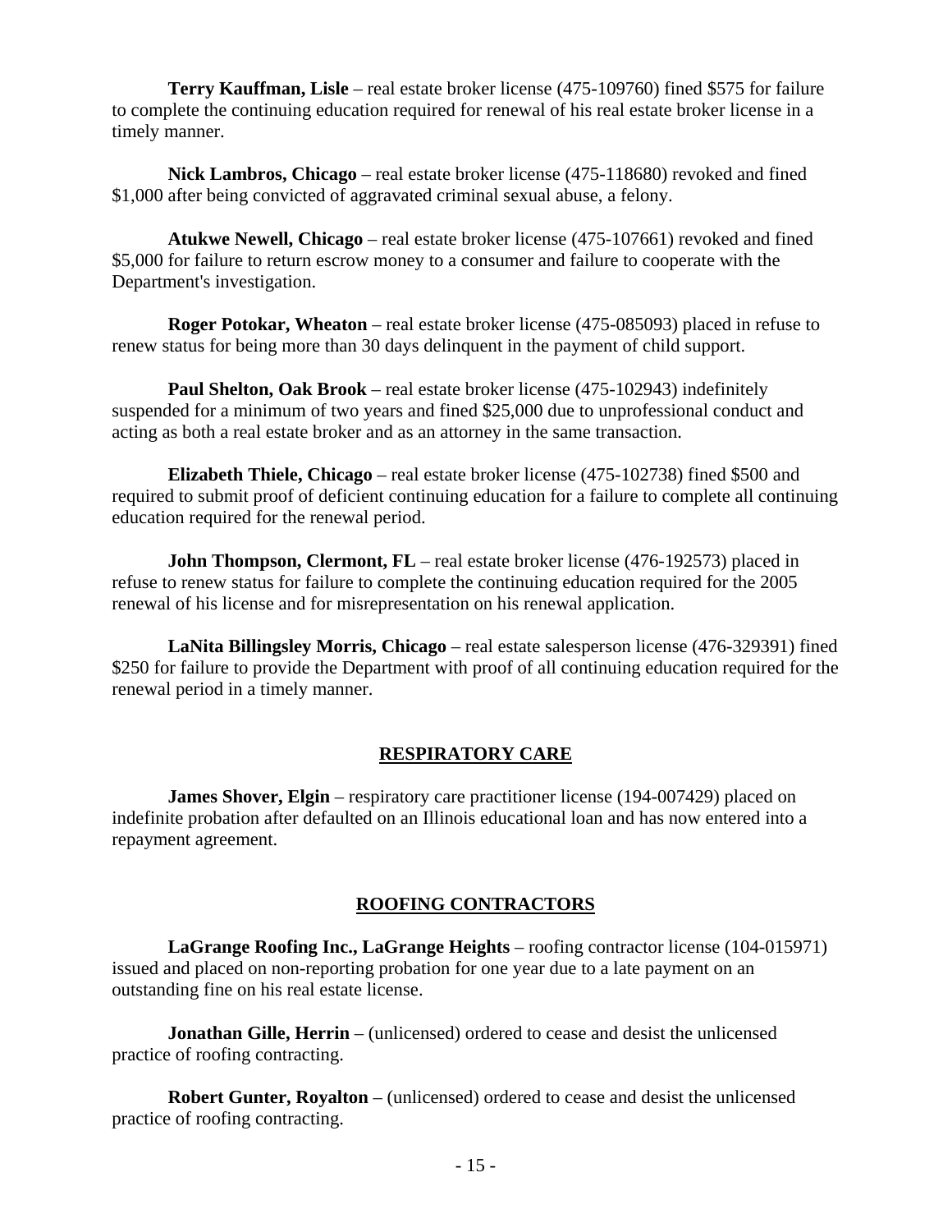**Terry Kauffman, Lisle** – real estate broker license (475-109760) fined $575 for failure to complete the continuing education required for renewal of his real estate broker license in a timely manner.

**Nick Lambros, Chicago** – real estate broker license (475-118680) revoked and fined $1,000 after being convicted of aggravated criminal sexual abuse, a felony.

**Atukwe Newell, Chicago** – real estate broker license (475-107661) revoked and fined $5,000 for failure to return escrow money to a consumer and failure to cooperate with the Department's investigation.

**Roger Potokar, Wheaton** – real estate broker license (475-085093) placed in refuse to renew status for being more than 30 days delinquent in the payment of child support.

**Paul Shelton, Oak Brook** – real estate broker license (475-102943) indefinitely suspended for a minimum of two years and fined $25,000 due to unprofessional conduct and acting as both a real estate broker and as an attorney in the same transaction.

**Elizabeth Thiele, Chicago** – real estate broker license (475-102738) fined $500 and required to submit proof of deficient continuing education for a failure to complete all continuing education required for the renewal period.

**John Thompson, Clermont, FL** – real estate broker license (476-192573) placed in refuse to renew status for failure to complete the continuing education required for the 2005 renewal of his license and for misrepresentation on his renewal application.

**LaNita Billingsley Morris, Chicago** – real estate salesperson license (476-329391) fined $250 for failure to provide the Department with proof of all continuing education required for the renewal period in a timely manner.

## RESPIRATORY CARE

**James Shover, Elgin** – respiratory care practitioner license (194-007429) placed on indefinite probation after defaulted on an Illinois educational loan and has now entered into a repayment agreement.

## ROOFING CONTRACTORS

**LaGrange Roofing Inc., LaGrange Heights** – roofing contractor license (104-015971) issued and placed on non-reporting probation for one year due to a late payment on an outstanding fine on his real estate license.

**Jonathan Gille, Herrin** – (unlicensed) ordered to cease and desist the unlicensed practice of roofing contracting.

**Robert Gunter, Royalton** – (unlicensed) ordered to cease and desist the unlicensed practice of roofing contracting.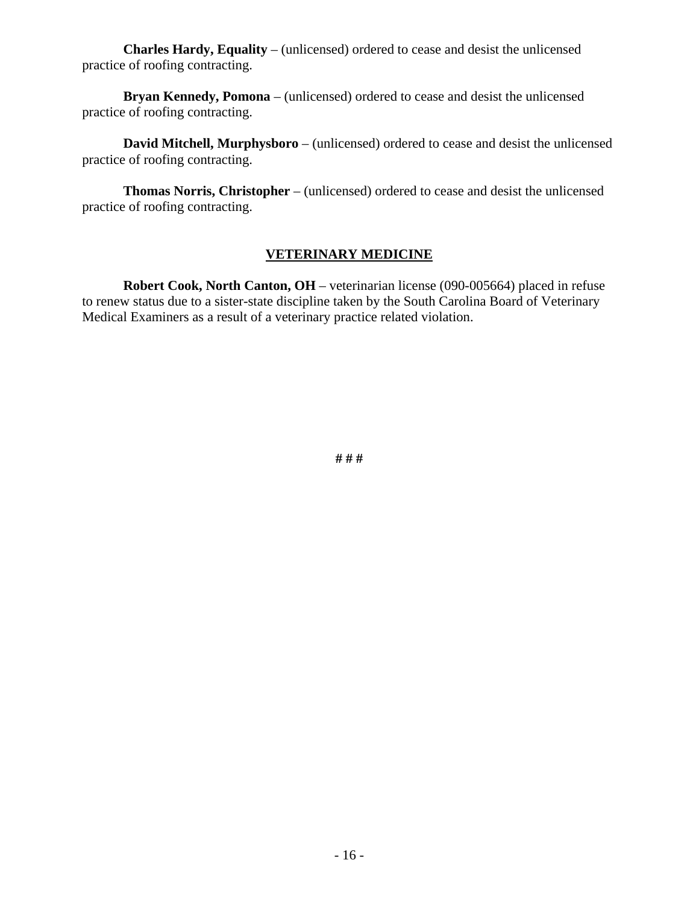**Charles Hardy, Equality** – (unlicensed) ordered to cease and desist the unlicensed practice of roofing contracting.

**Bryan Kennedy, Pomona** – (unlicensed) ordered to cease and desist the unlicensed practice of roofing contracting.

**David Mitchell, Murphysboro** – (unlicensed) ordered to cease and desist the unlicensed practice of roofing contracting.

**Thomas Norris, Christopher** – (unlicensed) ordered to cease and desist the unlicensed practice of roofing contracting.

## VETERINARY MEDICINE

**Robert Cook, North Canton, OH** – veterinarian license (090-005664) placed in refuse to renew status due to a sister-state discipline taken by the South Carolina Board of Veterinary Medical Examiners as a result of a veterinary practice related violation.

# # #